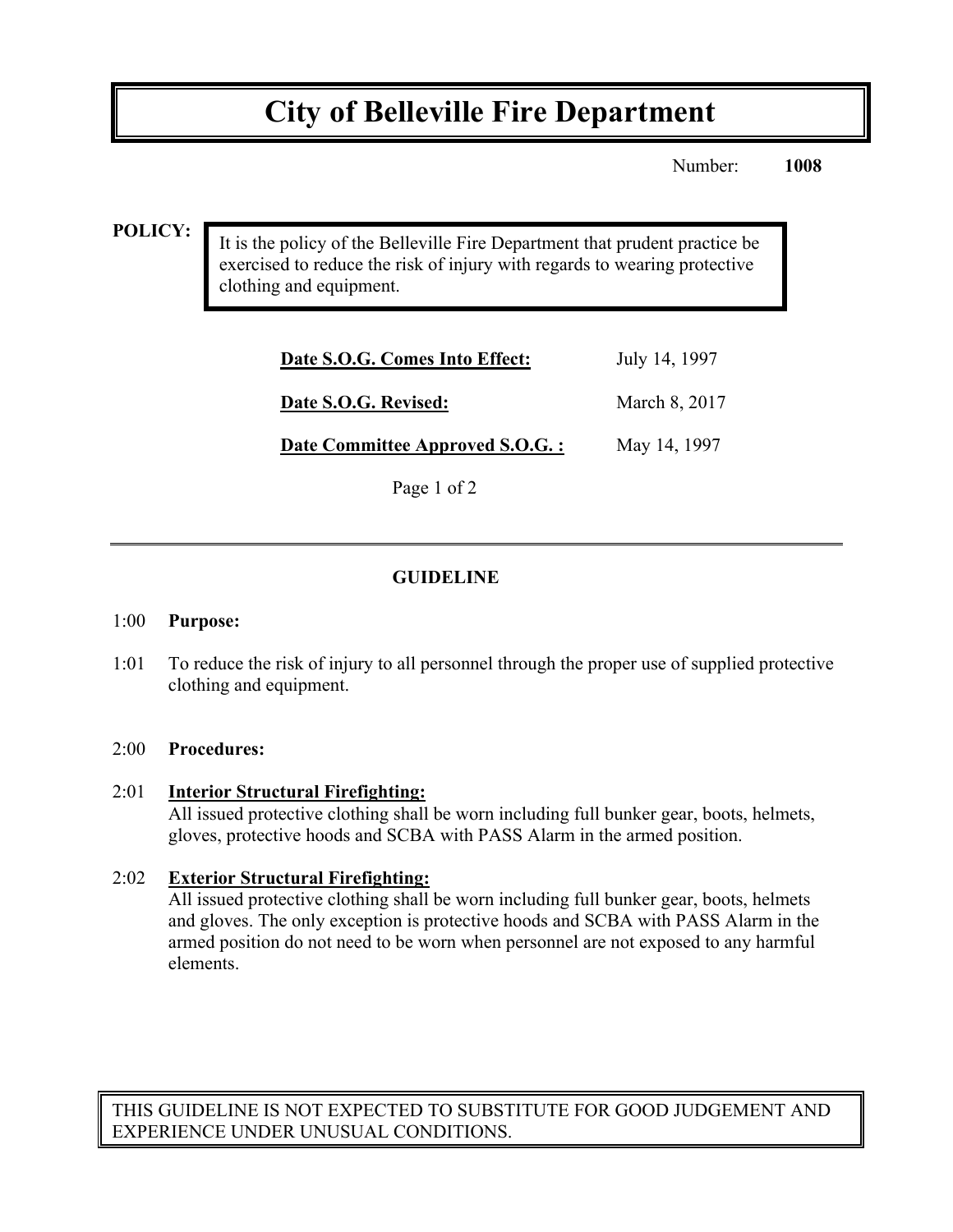# City of Belleville Fire Department

Number: **1008**

**POLICY:**

It is the policy of the Belleville Fire Department that prudent practice be exercised to reduce the risk of injury with regards to wearing protective clothing and equipment.

| | |
|---|---|
| **Date S.O.G. Comes Into Effect:** | July 14, 1997 |
| **Date S.O.G. Revised:** | March 8, 2017 |
| **Date Committee Approved S.O.G. :** | May 14, 1997 |

---

## GUIDELINE

1:00 **Purpose:**

1:01 To reduce the risk of injury to all personnel through the proper use of supplied protective clothing and equipment.

2:00 **Procedures:**

2:01 **Interior Structural Firefighting:**
All issued protective clothing shall be worn including full bunker gear, boots, helmets, gloves, protective hoods and SCBA with PASS Alarm in the armed position.

2:02 **Exterior Structural Firefighting:**
All issued protective clothing shall be worn including full bunker gear, boots, helmets and gloves. The only exception is protective hoods and SCBA with PASS Alarm in the armed position do not need to be worn when personnel are not exposed to any harmful elements.

THIS GUIDELINE IS NOT EXPECTED TO SUBSTITUTE FOR GOOD JUDGEMENT AND EXPERIENCE UNDER UNUSUAL CONDITIONS.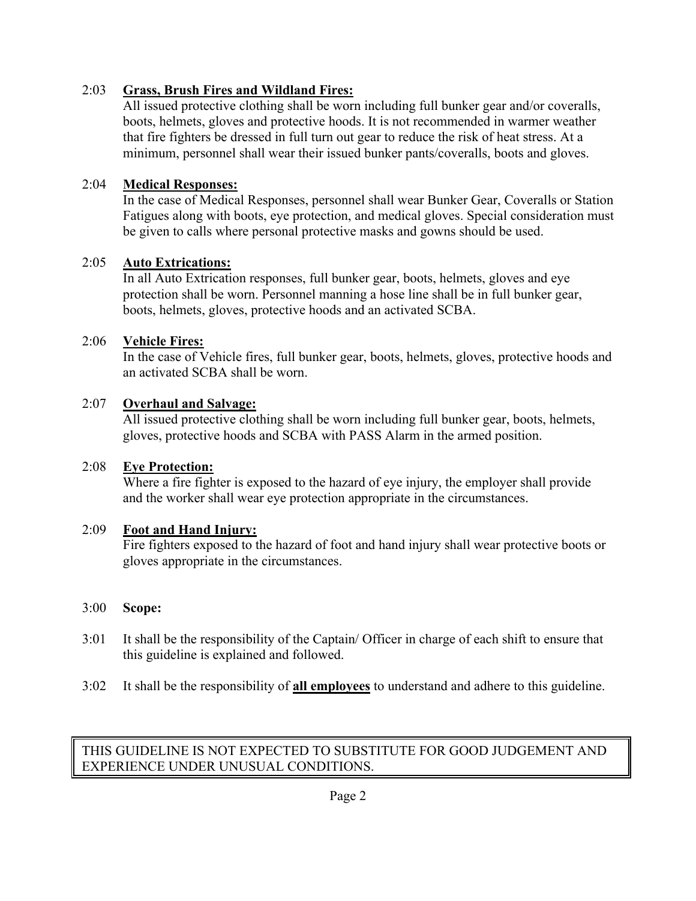2:03 **<u>Grass, Brush Fires and Wildland Fires:</u>**
All issued protective clothing shall be worn including full bunker gear and/or coveralls, boots, helmets, gloves and protective hoods. It is not recommended in warmer weather that fire fighters be dressed in full turn out gear to reduce the risk of heat stress. At a minimum, personnel shall wear their issued bunker pants/coveralls, boots and gloves.

2:04 **<u>Medical Responses:</u>**
In the case of Medical Responses, personnel shall wear Bunker Gear, Coveralls or Station Fatigues along with boots, eye protection, and medical gloves. Special consideration must be given to calls where personal protective masks and gowns should be used.

2:05 **<u>Auto Extrications:</u>**
In all Auto Extrication responses, full bunker gear, boots, helmets, gloves and eye protection shall be worn. Personnel manning a hose line shall be in full bunker gear, boots, helmets, gloves, protective hoods and an activated SCBA.

2:06 **<u>Vehicle Fires:</u>**
In the case of Vehicle fires, full bunker gear, boots, helmets, gloves, protective hoods and an activated SCBA shall be worn.

2:07 **<u>Overhaul and Salvage:</u>**
All issued protective clothing shall be worn including full bunker gear, boots, helmets, gloves, protective hoods and SCBA with PASS Alarm in the armed position.

2:08 **<u>Eye Protection:</u>**
Where a fire fighter is exposed to the hazard of eye injury, the employer shall provide and the worker shall wear eye protection appropriate in the circumstances.

2:09 **<u>Foot and Hand Injury:</u>**
Fire fighters exposed to the hazard of foot and hand injury shall wear protective boots or gloves appropriate in the circumstances.

3:00 **Scope:**

3:01 It shall be the responsibility of the Captain/ Officer in charge of each shift to ensure that this guideline is explained and followed.

3:02 It shall be the responsibility of **<u>all employees</u>** to understand and adhere to this guideline.

THIS GUIDELINE IS NOT EXPECTED TO SUBSTITUTE FOR GOOD JUDGEMENT AND EXPERIENCE UNDER UNUSUAL CONDITIONS.